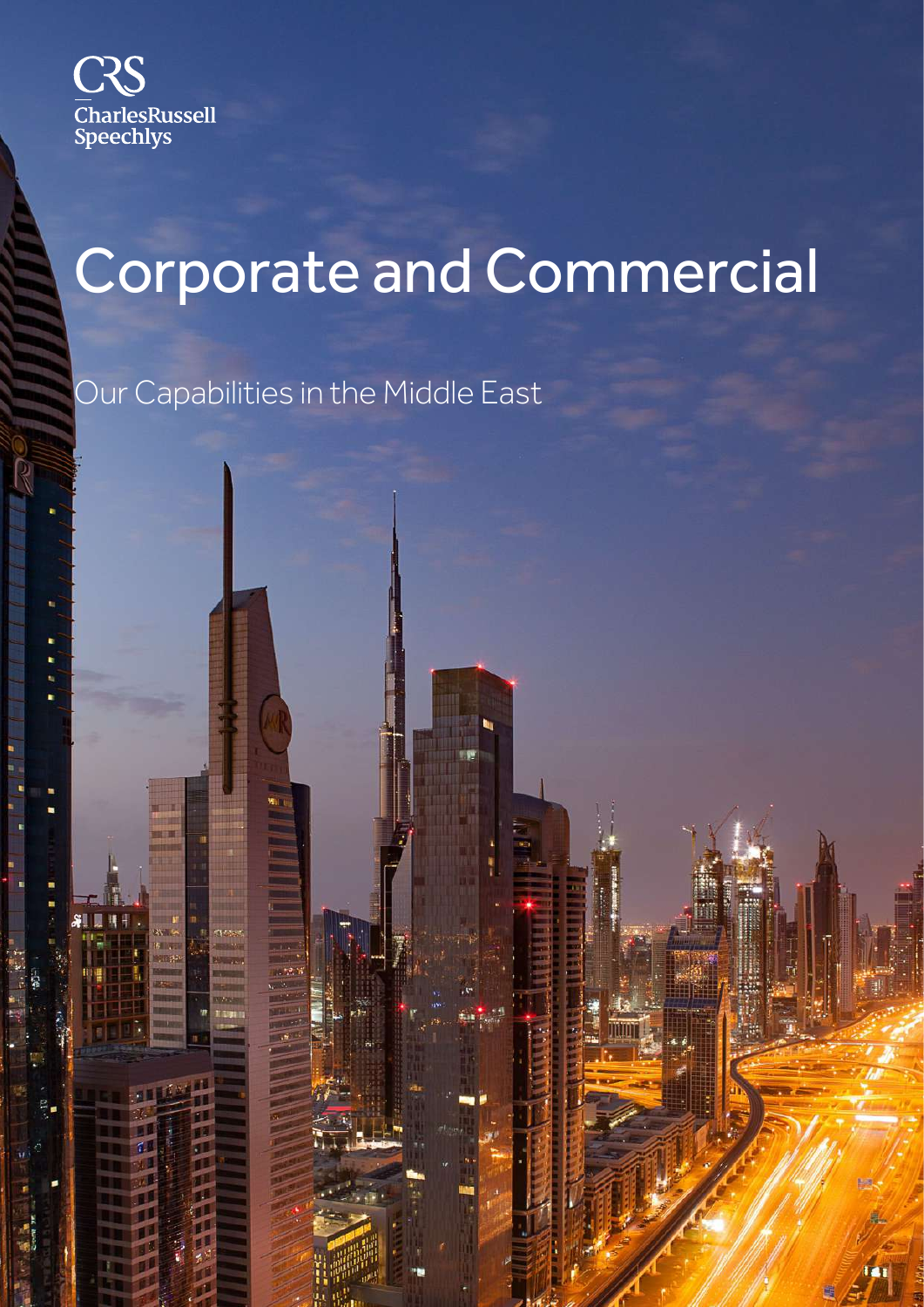CRS
CharlesRussell Speechlys

# Corporate and Commercial

## Our Capabilities in the Middle East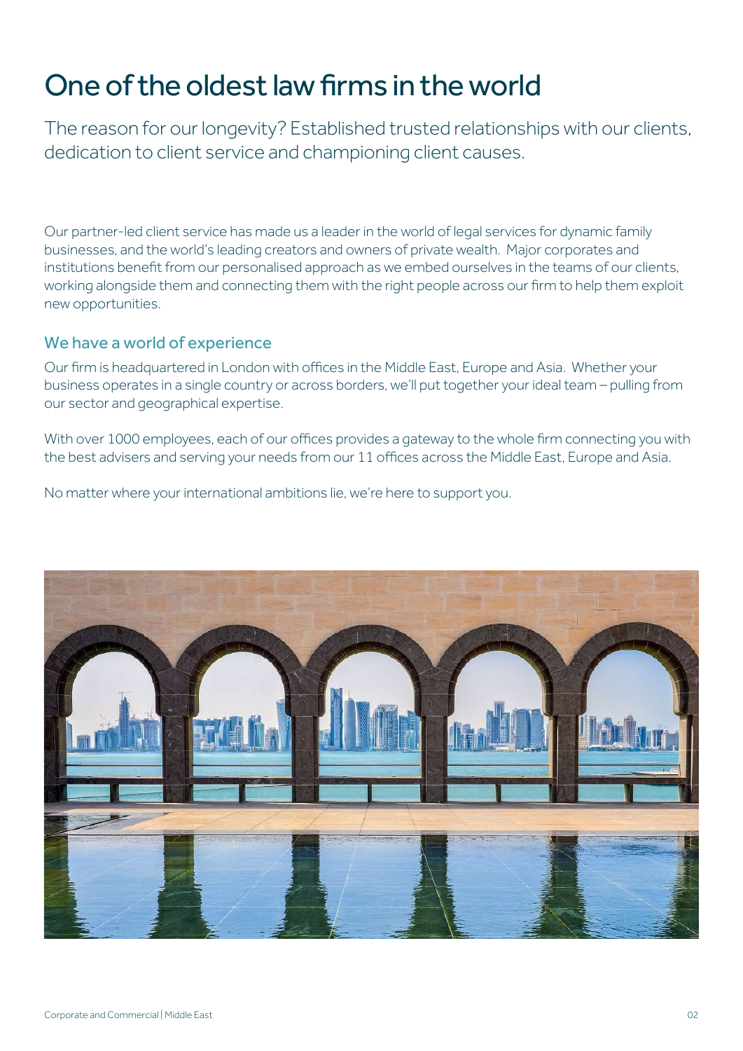# One of the oldest law firms in the world

The reason for our longevity? Established trusted relationships with our clients, dedication to client service and championing client causes.

Our partner-led client service has made us a leader in the world of legal services for dynamic family businesses, and the world's leading creators and owners of private wealth. Major corporates and institutions benefit from our personalised approach as we embed ourselves in the teams of our clients, working alongside them and connecting them with the right people across our firm to help them exploit new opportunities.

## We have a world of experience

Our firm is headquartered in London with offices in the Middle East, Europe and Asia. Whether your business operates in a single country or across borders, we'll put together your ideal team – pulling from our sector and geographical expertise.

With over 1000 employees, each of our offices provides a gateway to the whole firm connecting you with the best advisers and serving your needs from our 11 offices across the Middle East, Europe and Asia.

No matter where your international ambitions lie, we're here to support you.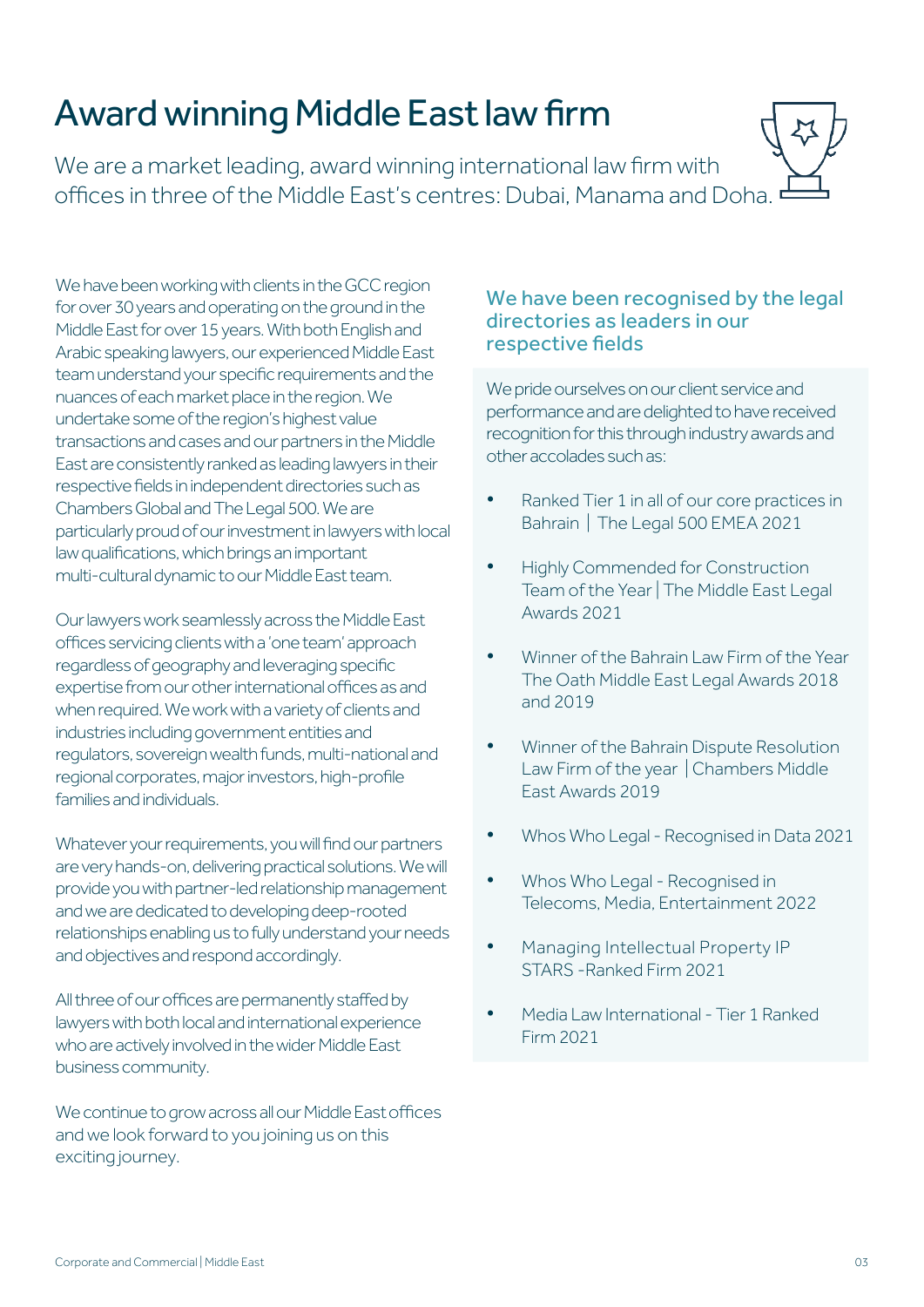# Award winning Middle East law firm

We are a market leading, award winning international law firm with offices in three of the Middle East's centres: Dubai, Manama and Doha.

We have been working with clients in the GCC region for over 30 years and operating on the ground in the Middle East for over 15 years. With both English and Arabic speaking lawyers, our experienced Middle East team understand your specific requirements and the nuances of each market place in the region. We undertake some of the region's highest value transactions and cases and our partners in the Middle East are consistently ranked as leading lawyers in their respective fields in independent directories such as Chambers Global and The Legal 500. We are particularly proud of our investment in lawyers with local law qualifications, which brings an important multi-cultural dynamic to our Middle East team.

Our lawyers work seamlessly across the Middle East offices servicing clients with a 'one team' approach regardless of geography and leveraging specific expertise from our other international offices as and when required. We work with a variety of clients and industries including government entities and regulators, sovereign wealth funds, multi-national and regional corporates, major investors, high-profile families and individuals.

Whatever your requirements, you will find our partners are very hands-on, delivering practical solutions. We will provide you with partner-led relationship management and we are dedicated to developing deep-rooted relationships enabling us to fully understand your needs and objectives and respond accordingly.

All three of our offices are permanently staffed by lawyers with both local and international experience who are actively involved in the wider Middle East business community.

We continue to grow across all our Middle East offices and we look forward to you joining us on this exciting journey.

## We have been recognised by the legal directories as leaders in our respective fields

We pride ourselves on our client service and performance and are delighted to have received recognition for this through industry awards and other accolades such as:

- Ranked Tier 1 in all of our core practices in Bahrain | The Legal 500 EMEA 2021
- Highly Commended for Construction Team of the Year | The Middle East Legal Awards 2021
- Winner of the Bahrain Law Firm of the Year The Oath Middle East Legal Awards 2018 and 2019
- Winner of the Bahrain Dispute Resolution Law Firm of the year | Chambers Middle East Awards 2019
- Whos Who Legal - Recognised in Data 2021
- Whos Who Legal - Recognised in Telecoms, Media, Entertainment 2022
- Managing Intellectual Property IP STARS -Ranked Firm 2021
- Media Law International - Tier 1 Ranked Firm 2021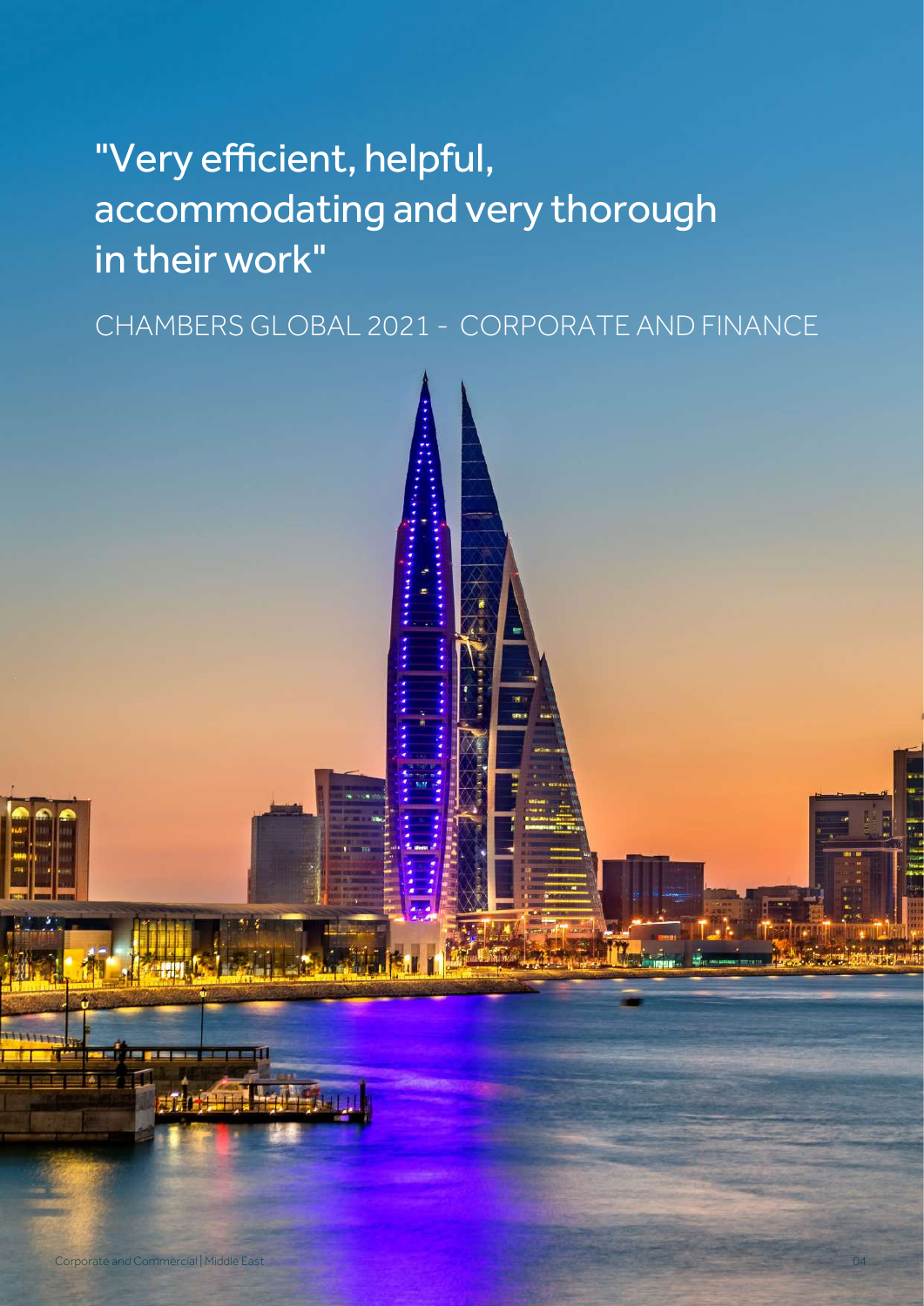"Very efficient, helpful, accommodating and very thorough in their work"

CHAMBERS GLOBAL 2021 - CORPORATE AND FINANCE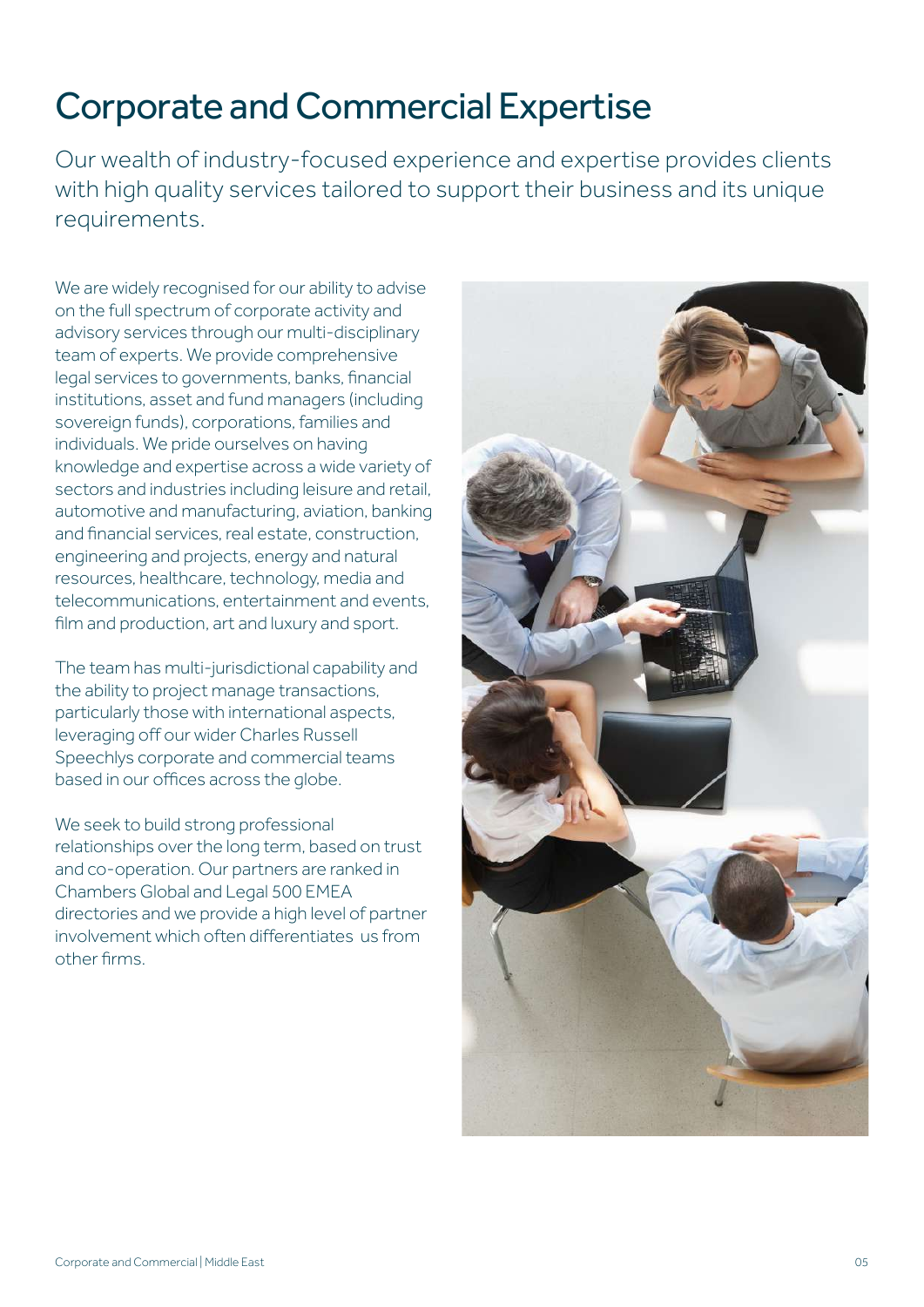# Corporate and Commercial Expertise

Our wealth of industry-focused experience and expertise provides clients with high quality services tailored to support their business and its unique requirements.

We are widely recognised for our ability to advise on the full spectrum of corporate activity and advisory services through our multi-disciplinary team of experts. We provide comprehensive legal services to governments, banks, financial institutions, asset and fund managers (including sovereign funds), corporations, families and individuals. We pride ourselves on having knowledge and expertise across a wide variety of sectors and industries including leisure and retail, automotive and manufacturing, aviation, banking and financial services, real estate, construction, engineering and projects, energy and natural resources, healthcare, technology, media and telecommunications, entertainment and events, film and production, art and luxury and sport.

The team has multi-jurisdictional capability and the ability to project manage transactions, particularly those with international aspects, leveraging off our wider Charles Russell Speechlys corporate and commercial teams based in our offices across the globe.

We seek to build strong professional relationships over the long term, based on trust and co-operation. Our partners are ranked in Chambers Global and Legal 500 EMEA directories and we provide a high level of partner involvement which often differentiates us from other firms.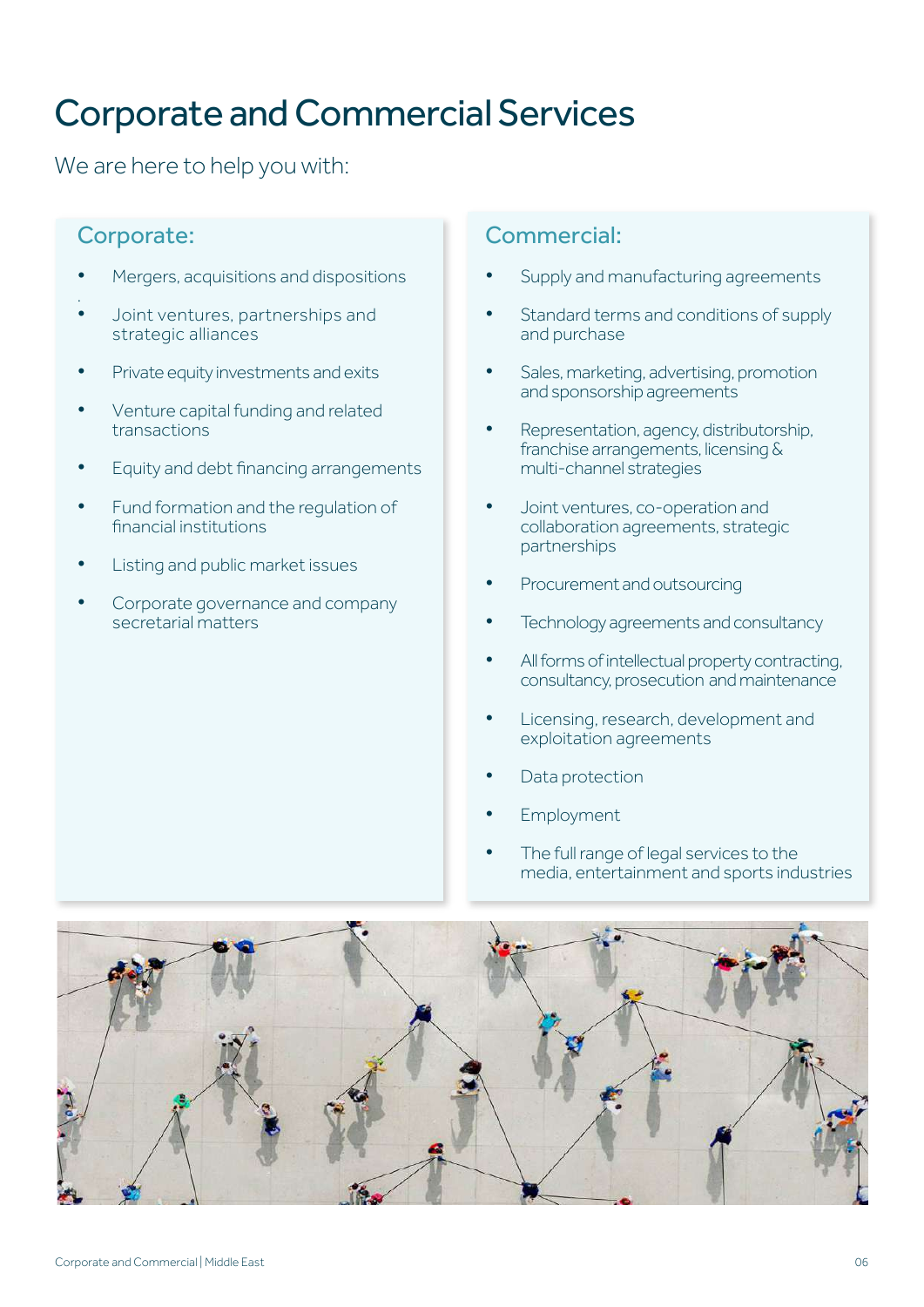# Corporate and Commercial Services

We are here to help you with:

## Corporate:

- Mergers, acquisitions and dispositions
- Joint ventures, partnerships and strategic alliances
- Private equity investments and exits
- Venture capital funding and related transactions
- Equity and debt financing arrangements
- Fund formation and the regulation of financial institutions
- Listing and public market issues
- Corporate governance and company secretarial matters

## Commercial:

- Supply and manufacturing agreements
- Standard terms and conditions of supply and purchase
- Sales, marketing, advertising, promotion and sponsorship agreements
- Representation, agency, distributorship, franchise arrangements, licensing & multi-channel strategies
- Joint ventures, co-operation and collaboration agreements, strategic partnerships
- Procurement and outsourcing
- Technology agreements and consultancy
- All forms of intellectual property contracting, consultancy, prosecution and maintenance
- Licensing, research, development and exploitation agreements
- Data protection
- Employment
- The full range of legal services to the media, entertainment and sports industries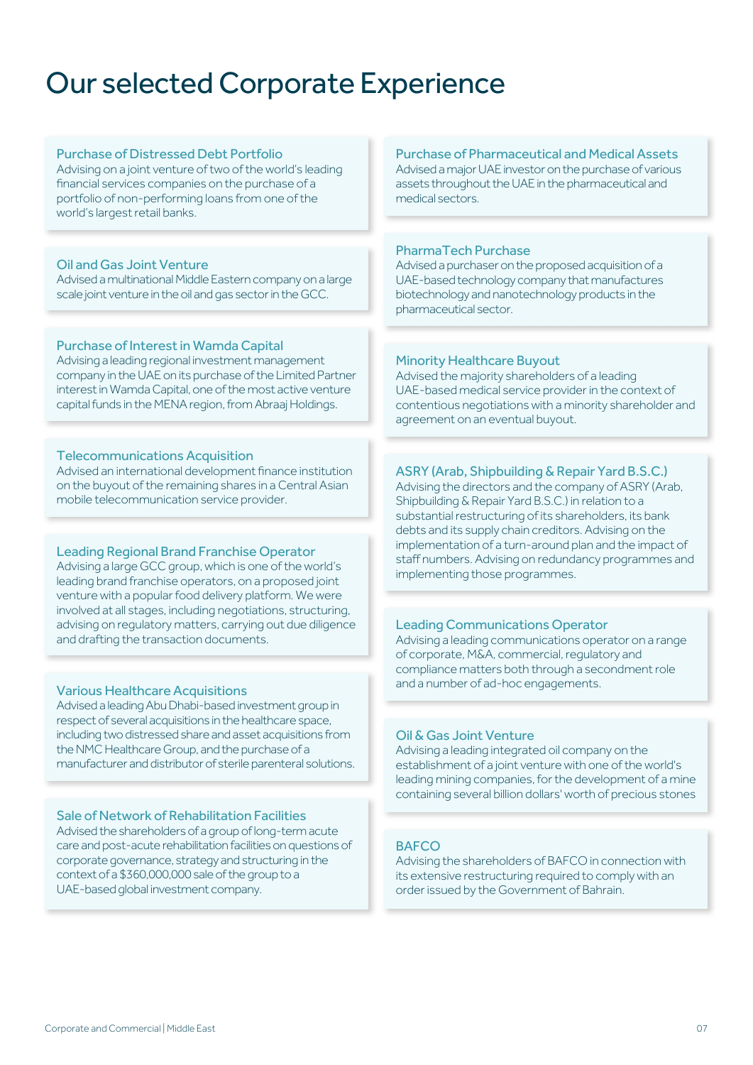# Our selected Corporate Experience

### Purchase of Distressed Debt Portfolio

Advising on a joint venture of two of the world's leading financial services companies on the purchase of a portfolio of non-performing loans from one of the world's largest retail banks.

### Oil and Gas Joint Venture

Advised a multinational Middle Eastern company on a large scale joint venture in the oil and gas sector in the GCC.

### Purchase of Interest in Wamda Capital

Advising a leading regional investment management company in the UAE on its purchase of the Limited Partner interest in Wamda Capital, one of the most active venture capital funds in the MENA region, from Abraaj Holdings.

### Telecommunications Acquisition

Advised an international development finance institution on the buyout of the remaining shares in a Central Asian mobile telecommunication service provider.

### Leading Regional Brand Franchise Operator

Advising a large GCC group, which is one of the world's leading brand franchise operators, on a proposed joint venture with a popular food delivery platform. We were involved at all stages, including negotiations, structuring, advising on regulatory matters, carrying out due diligence and drafting the transaction documents.

### Various Healthcare Acquisitions

Advised a leading Abu Dhabi-based investment group in respect of several acquisitions in the healthcare space, including two distressed share and asset acquisitions from the NMC Healthcare Group, and the purchase of a manufacturer and distributor of sterile parenteral solutions.

### Sale of Network of Rehabilitation Facilities

Advised the shareholders of a group of long-term acute care and post-acute rehabilitation facilities on questions of corporate governance, strategy and structuring in the context of a $360,000,000 sale of the group to a UAE-based global investment company.

### Purchase of Pharmaceutical and Medical Assets

Advised a major UAE investor on the purchase of various assets throughout the UAE in the pharmaceutical and medical sectors.

### PharmaTech Purchase

Advised a purchaser on the proposed acquisition of a UAE-based technology company that manufactures biotechnology and nanotechnology products in the pharmaceutical sector.

### Minority Healthcare Buyout

Advised the majority shareholders of a leading UAE-based medical service provider in the context of contentious negotiations with a minority shareholder and agreement on an eventual buyout.

### ASRY (Arab, Shipbuilding & Repair Yard B.S.C.)

Advising the directors and the company of ASRY (Arab, Shipbuilding & Repair Yard B.S.C.) in relation to a substantial restructuring of its shareholders, its bank debts and its supply chain creditors. Advising on the implementation of a turn-around plan and the impact of staff numbers. Advising on redundancy programmes and implementing those programmes.

### Leading Communications Operator

Advising a leading communications operator on a range of corporate, M&A, commercial, regulatory and compliance matters both through a secondment role and a number of ad-hoc engagements.

### Oil & Gas Joint Venture

Advising a leading integrated oil company on the establishment of a joint venture with one of the world's leading mining companies, for the development of a mine containing several billion dollars' worth of precious stones

### BAFCO

Advising the shareholders of BAFCO in connection with its extensive restructuring required to comply with an order issued by the Government of Bahrain.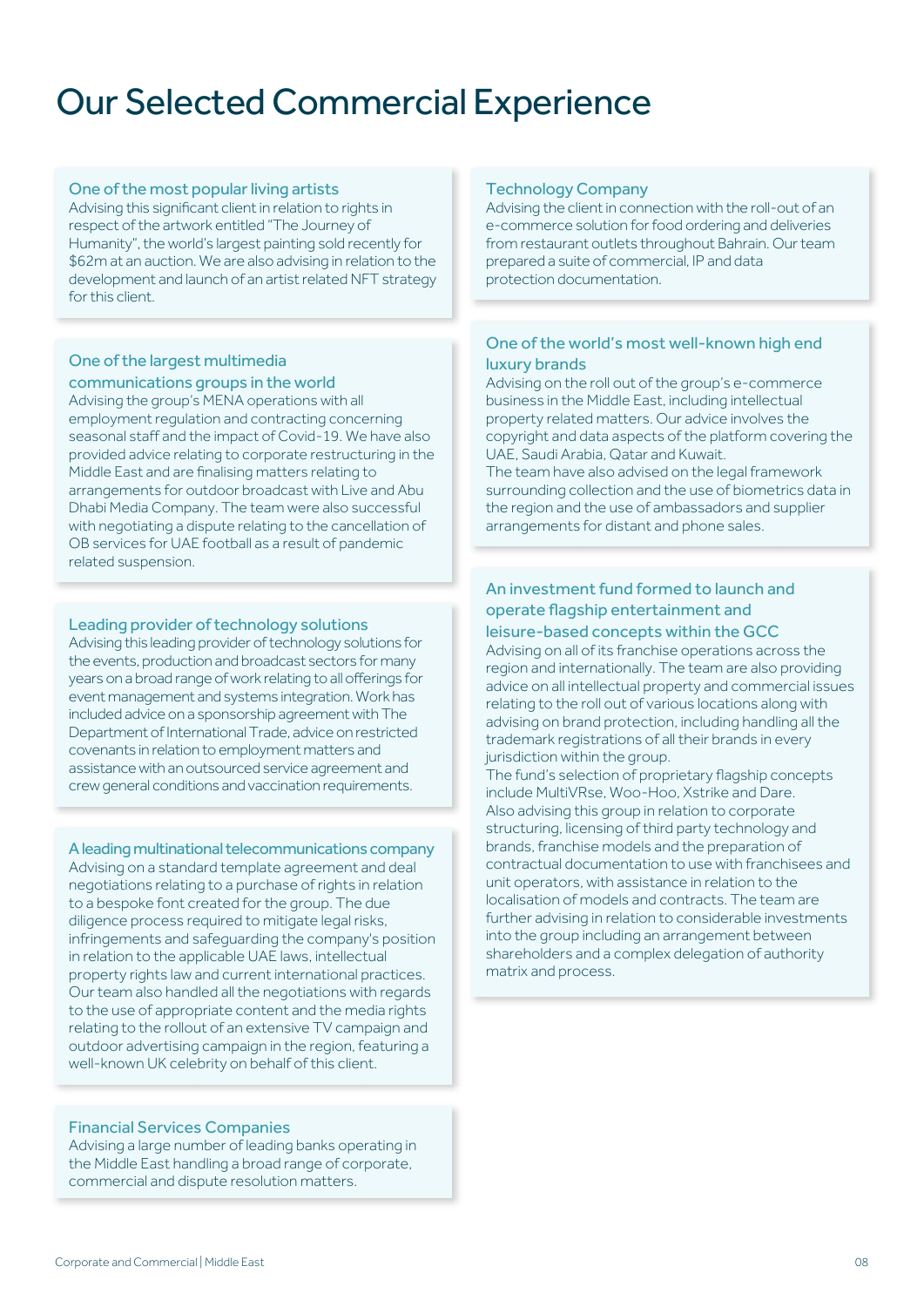# Our Selected Commercial Experience

### One of the most popular living artists

Advising this significant client in relation to rights in respect of the artwork entitled "The Journey of Humanity", the world's largest painting sold recently for $62m at an auction. We are also advising in relation to the development and launch of an artist related NFT strategy for this client.

### One of the largest multimedia communications groups in the world

Advising the group's MENA operations with all employment regulation and contracting concerning seasonal staff and the impact of Covid-19. We have also provided advice relating to corporate restructuring in the Middle East and are finalising matters relating to arrangements for outdoor broadcast with Live and Abu Dhabi Media Company. The team were also successful with negotiating a dispute relating to the cancellation of OB services for UAE football as a result of pandemic related suspension.

### Leading provider of technology solutions

Advising this leading provider of technology solutions for the events, production and broadcast sectors for many years on a broad range of work relating to all offerings for event management and systems integration. Work has included advice on a sponsorship agreement with The Department of International Trade, advice on restricted covenants in relation to employment matters and assistance with an outsourced service agreement and crew general conditions and vaccination requirements.

### A leading multinational telecommunications company

Advising on a standard template agreement and deal negotiations relating to a purchase of rights in relation to a bespoke font created for the group. The due diligence process required to mitigate legal risks, infringements and safeguarding the company's position in relation to the applicable UAE laws, intellectual property rights law and current international practices. Our team also handled all the negotiations with regards to the use of appropriate content and the media rights relating to the rollout of an extensive TV campaign and outdoor advertising campaign in the region, featuring a well-known UK celebrity on behalf of this client.

### Financial Services Companies

Advising a large number of leading banks operating in the Middle East handling a broad range of corporate, commercial and dispute resolution matters.

### Technology Company

Advising the client in connection with the roll-out of an e-commerce solution for food ordering and deliveries from restaurant outlets throughout Bahrain. Our team prepared a suite of commercial, IP and data protection documentation.

### One of the world's most well-known high end luxury brands

Advising on the roll out of the group's e-commerce business in the Middle East, including intellectual property related matters. Our advice involves the copyright and data aspects of the platform covering the UAE, Saudi Arabia, Qatar and Kuwait.

The team have also advised on the legal framework surrounding collection and the use of biometrics data in the region and the use of ambassadors and supplier arrangements for distant and phone sales.

### An investment fund formed to launch and operate flagship entertainment and leisure-based concepts within the GCC

Advising on all of its franchise operations across the region and internationally. The team are also providing advice on all intellectual property and commercial issues relating to the roll out of various locations along with advising on brand protection, including handling all the trademark registrations of all their brands in every jurisdiction within the group.

The fund's selection of proprietary flagship concepts include MultiVRse, Woo-Hoo, Xstrike and Dare.

Also advising this group in relation to corporate structuring, licensing of third party technology and brands, franchise models and the preparation of contractual documentation to use with franchisees and unit operators, with assistance in relation to the localisation of models and contracts. The team are further advising in relation to considerable investments into the group including an arrangement between shareholders and a complex delegation of authority matrix and process.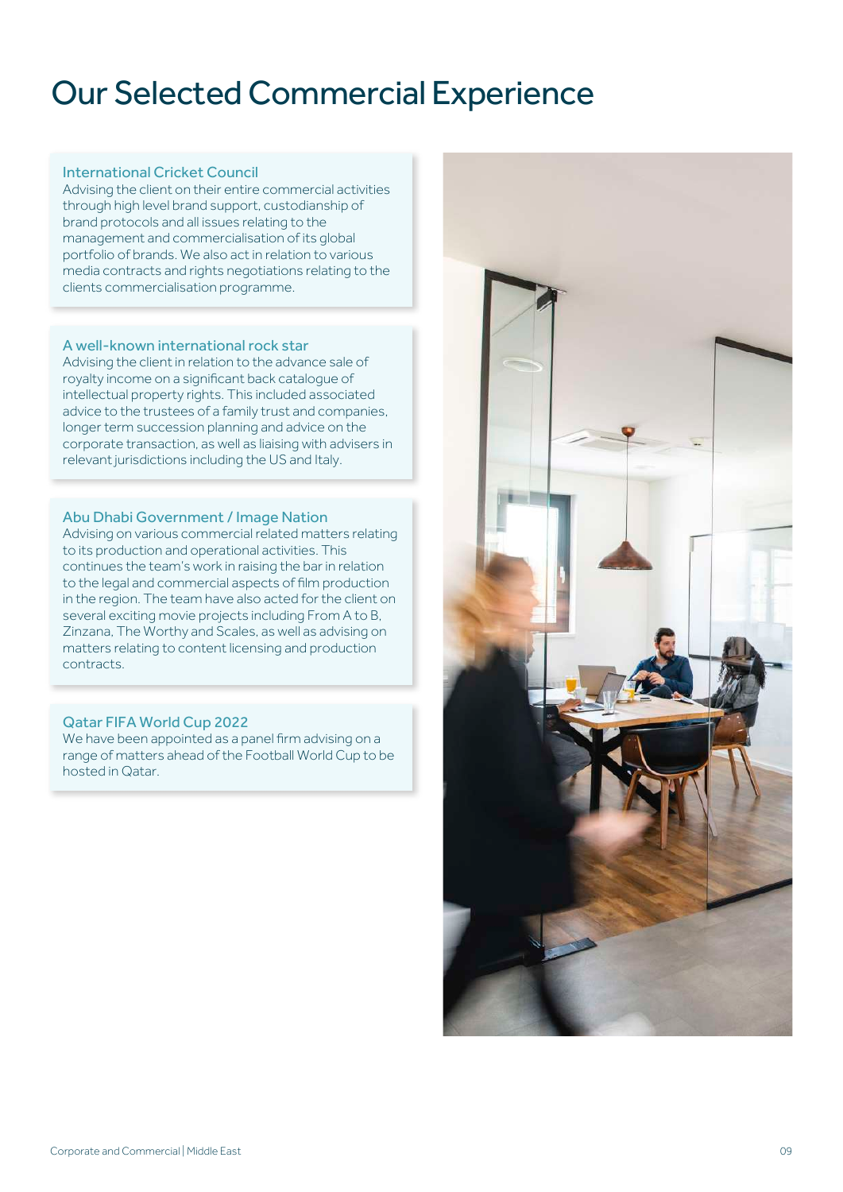# Our Selected Commercial Experience

### International Cricket Council

Advising the client on their entire commercial activities through high level brand support, custodianship of brand protocols and all issues relating to the management and commercialisation of its global portfolio of brands. We also act in relation to various media contracts and rights negotiations relating to the clients commercialisation programme.

### A well-known international rock star

Advising the client in relation to the advance sale of royalty income on a significant back catalogue of intellectual property rights. This included associated advice to the trustees of a family trust and companies, longer term succession planning and advice on the corporate transaction, as well as liaising with advisers in relevant jurisdictions including the US and Italy.

### Abu Dhabi Government / Image Nation

Advising on various commercial related matters relating to its production and operational activities. This continues the team's work in raising the bar in relation to the legal and commercial aspects of film production in the region. The team have also acted for the client on several exciting movie projects including From A to B, Zinzana, The Worthy and Scales, as well as advising on matters relating to content licensing and production contracts.

### Qatar FIFA World Cup 2022

We have been appointed as a panel firm advising on a range of matters ahead of the Football World Cup to be hosted in Qatar.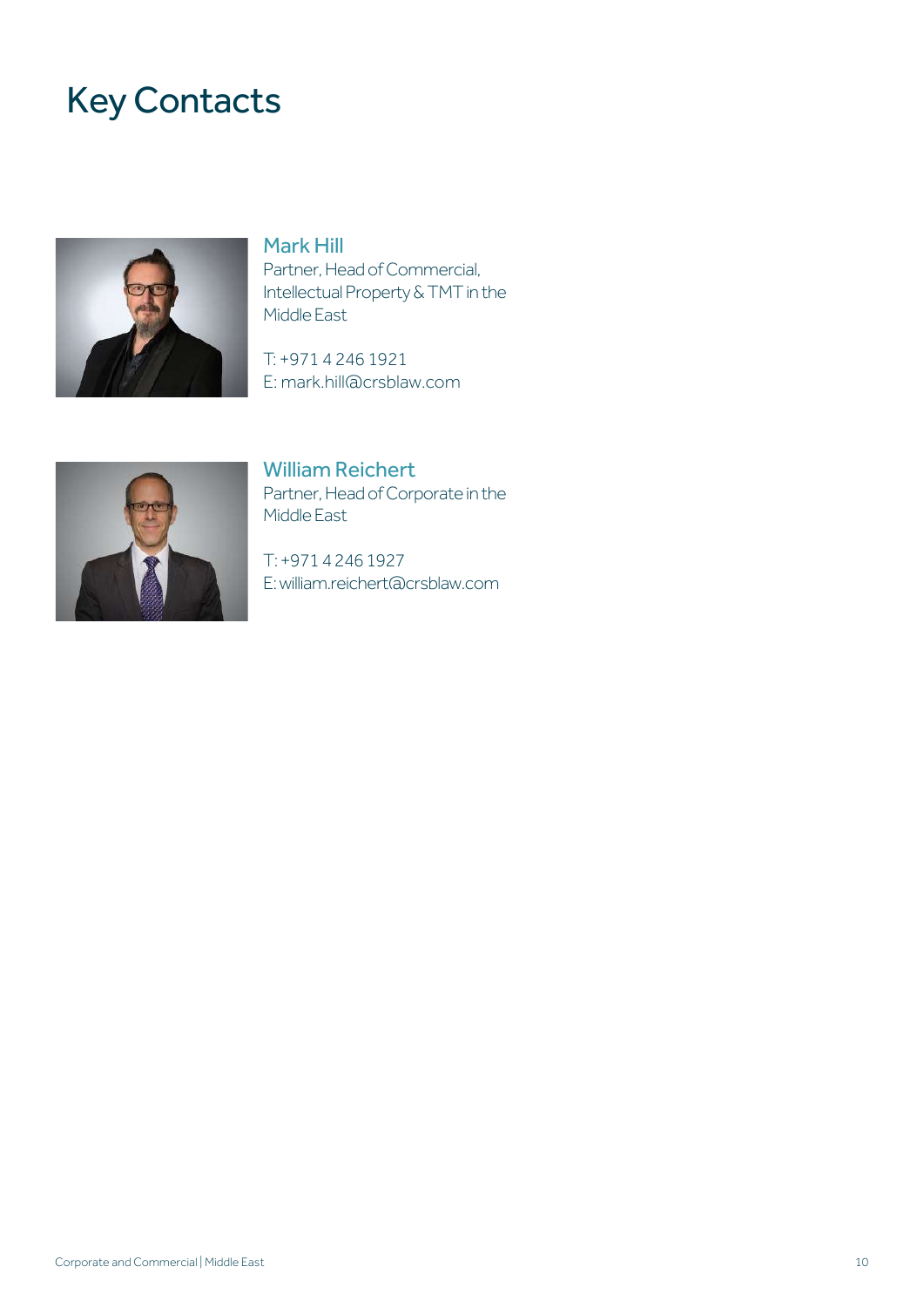# Key Contacts

### Mark Hill

Partner, Head of Commercial, Intellectual Property & TMT in the Middle East

T: +971 4 246 1921
E: mark.hill@crsblaw.com

### William Reichert

Partner, Head of Corporate in the Middle East

T: +971 4 246 1927
E: william.reichert@crsblaw.com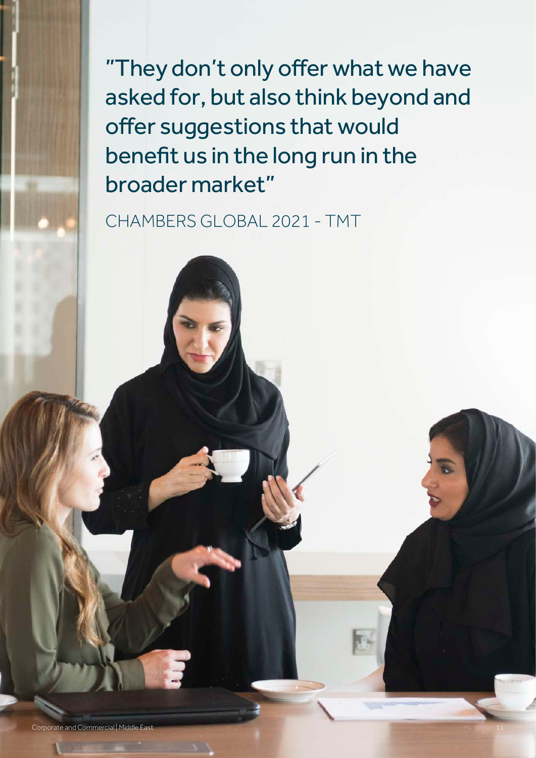"They don't only offer what we have asked for, but also think beyond and offer suggestions that would benefit us in the long run in the broader market"

CHAMBERS GLOBAL 2021 - TMT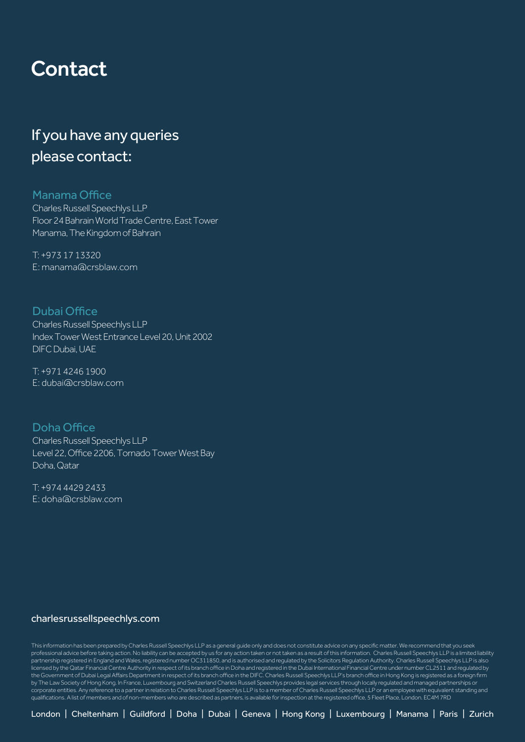# Contact

## If you have any queries please contact:

### Manama Office

Charles Russell Speechlys LLP
Floor 24 Bahrain World Trade Centre, East Tower
Manama, The Kingdom of Bahrain

T: +973 17 13320
E: manama@crsblaw.com

### Dubai Office

Charles Russell Speechlys LLP
Index Tower West Entrance Level 20, Unit 2002
DIFC Dubai, UAE

T: +971 4246 1900
E: dubai@crsblaw.com

### Doha Office

Charles Russell Speechlys LLP
Level 22, Office 2206, Tornado Tower West Bay
Doha, Qatar

T: +974 4429 2433
E: doha@crsblaw.com

charlesrussellspeechlys.com

This information has been prepared by Charles Russell Speechlys LLP as a general guide only and does not constitute advice on any specific matter. We recommend that you seek professional advice before taking action. No liability can be accepted by us for any action taken or not taken as a result of this information. Charles Russell Speechlys LLP is a limited liability partnership registered in England and Wales, registered number OC311850, and is authorised and regulated by the Solicitors Regulation Authority. Charles Russell Speechlys LLP is also licensed by the Qatar Financial Centre Authority in respect of its branch office in Doha and registered in the Dubai International Financial Centre under number CL2511 and regulated by the Government of Dubai Legal Affairs Department in respect of its branch office in the DIFC. Charles Russell Speechlys LLP's branch office in Hong Kong is registered as a foreign firm by The Law Society of Hong Kong. In France, Luxembourg and Switzerland Charles Russell Speechlys provides legal services through locally regulated and managed partnerships or corporate entities. Any reference to a partner in relation to Charles Russell Speechlys LLP is to a member of Charles Russell Speechlys LLP or an employee with equivalent standing and qualifications. A list of members and of non-members who are described as partners, is available for inspection at the registered office, 5 Fleet Place, London. EC4M 7RD

London | Cheltenham | Guildford | Doha | Dubai | Geneva | Hong Kong | Luxembourg | Manama | Paris | Zurich